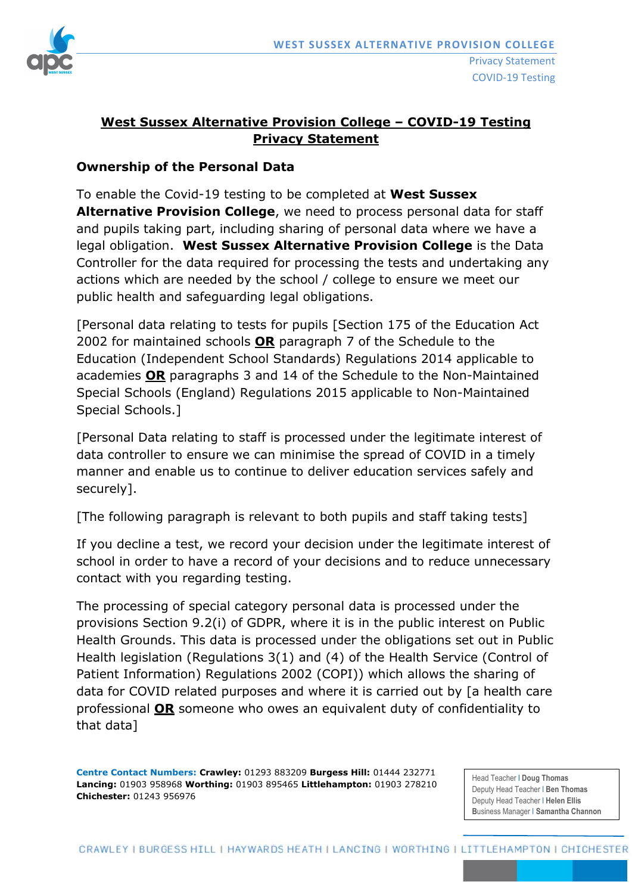## West Sussex Alternative Provision College – COVID-19 Testing Privacy Statement

### Ownership of the Personal Data

To enable the Covid-19 testing to be completed at **West Sussex Alternative Provision College**, we need to process personal data for staff and pupils taking part, including sharing of personal data where we have a legal obligation. **West Sussex Alternative Provision College** is the Data Controller for the data required for processing the tests and undertaking any actions which are needed by the school / college to ensure we meet our public health and safeguarding legal obligations.

[Personal data relating to tests for pupils [Section 175 of the Education Act 2002 for maintained schools **OR** paragraph 7 of the Schedule to the Education (Independent School Standards) Regulations 2014 applicable to academies **OR** paragraphs 3 and 14 of the Schedule to the Non-Maintained Special Schools (England) Regulations 2015 applicable to Non-Maintained Special Schools.]

[Personal Data relating to staff is processed under the legitimate interest of data controller to ensure we can minimise the spread of COVID in a timely manner and enable us to continue to deliver education services safely and securely].

[The following paragraph is relevant to both pupils and staff taking tests]

If you decline a test, we record your decision under the legitimate interest of school in order to have a record of your decisions and to reduce unnecessary contact with you regarding testing.

The processing of special category personal data is processed under the provisions Section 9.2(i) of GDPR, where it is in the public interest on Public Health Grounds. This data is processed under the obligations set out in Public Health legislation (Regulations 3(1) and (4) of the Health Service (Control of Patient Information) Regulations 2002 (COPI)) which allows the sharing of data for COVID related purposes and where it is carried out by [a health care professional **OR** someone who owes an equivalent duty of confidentiality to that data]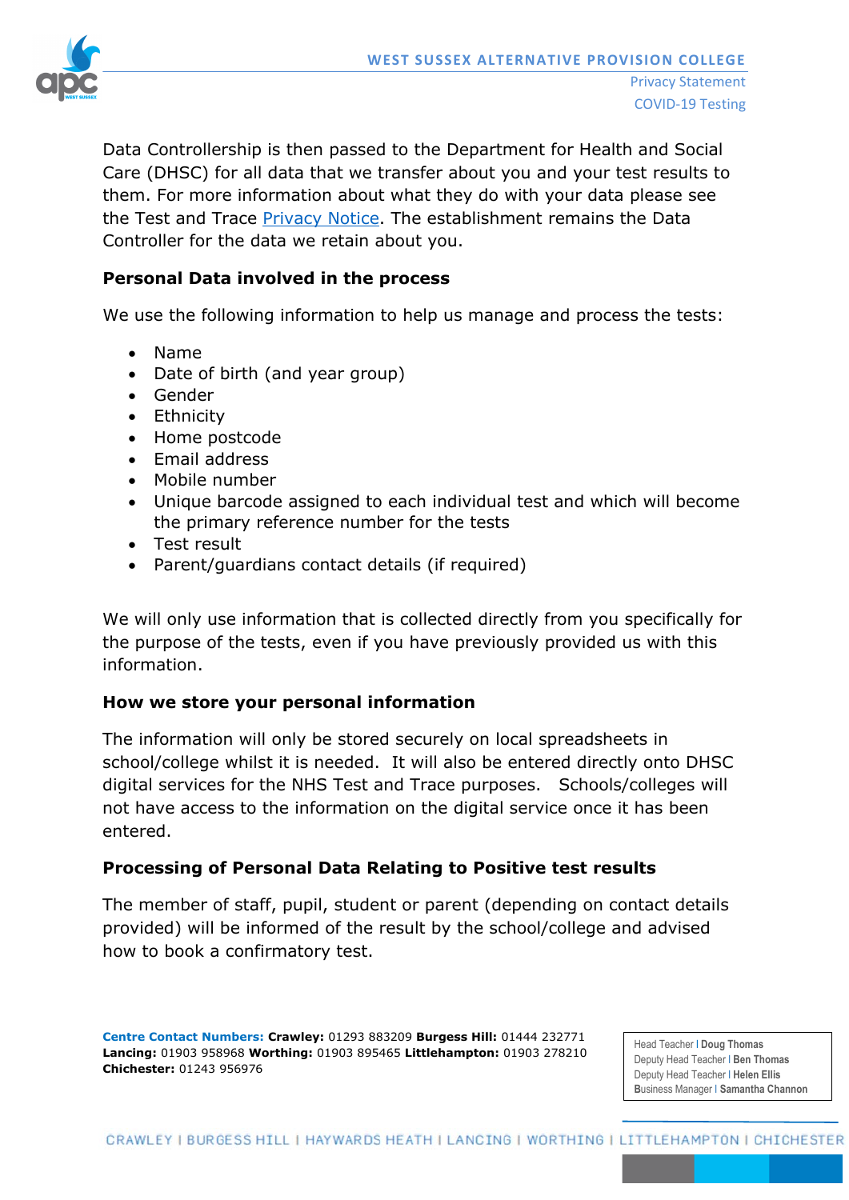Data Controllership is then passed to the Department for Health and Social Care (DHSC) for all data that we transfer about you and your test results to them. For more information about what they do with your data please see the Test and Trace Privacy Notice. The establishment remains the Data Controller for the data we retain about you.

**Personal Data involved in the process**

We use the following information to help us manage and process the tests:

- Name
- Date of birth (and year group)
- Gender
- Ethnicity
- Home postcode
- Email address
- Mobile number
- Unique barcode assigned to each individual test and which will become the primary reference number for the tests
- Test result
- Parent/guardians contact details (if required)

We will only use information that is collected directly from you specifically for the purpose of the tests, even if you have previously provided us with this information.

**How we store your personal information**

The information will only be stored securely on local spreadsheets in school/college whilst it is needed. It will also be entered directly onto DHSC digital services for the NHS Test and Trace purposes. Schools/colleges will not have access to the information on the digital service once it has been entered.

**Processing of Personal Data Relating to Positive test results**

The member of staff, pupil, student or parent (depending on contact details provided) will be informed of the result by the school/college and advised how to book a confirmatory test.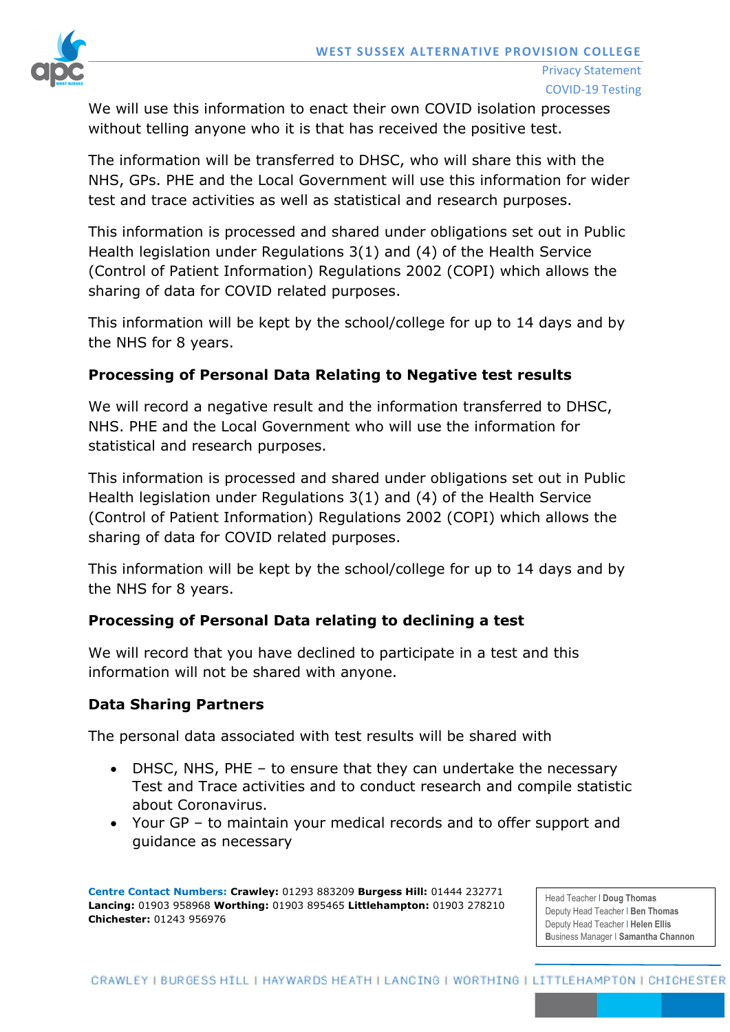We will use this information to enact their own COVID isolation processes without telling anyone who it is that has received the positive test.

The information will be transferred to DHSC, who will share this with the NHS, GPs. PHE and the Local Government will use this information for wider test and trace activities as well as statistical and research purposes.

This information is processed and shared under obligations set out in Public Health legislation under Regulations 3(1) and (4) of the Health Service (Control of Patient Information) Regulations 2002 (COPI) which allows the sharing of data for COVID related purposes.

This information will be kept by the school/college for up to 14 days and by the NHS for 8 years.

### Processing of Personal Data Relating to Negative test results

We will record a negative result and the information transferred to DHSC, NHS. PHE and the Local Government who will use the information for statistical and research purposes.

This information is processed and shared under obligations set out in Public Health legislation under Regulations 3(1) and (4) of the Health Service (Control of Patient Information) Regulations 2002 (COPI) which allows the sharing of data for COVID related purposes.

This information will be kept by the school/college for up to 14 days and by the NHS for 8 years.

### Processing of Personal Data relating to declining a test

We will record that you have declined to participate in a test and this information will not be shared with anyone.

### Data Sharing Partners

The personal data associated with test results will be shared with

- DHSC, NHS, PHE – to ensure that they can undertake the necessary Test and Trace activities and to conduct research and compile statistic about Coronavirus.
- Your GP – to maintain your medical records and to offer support and guidance as necessary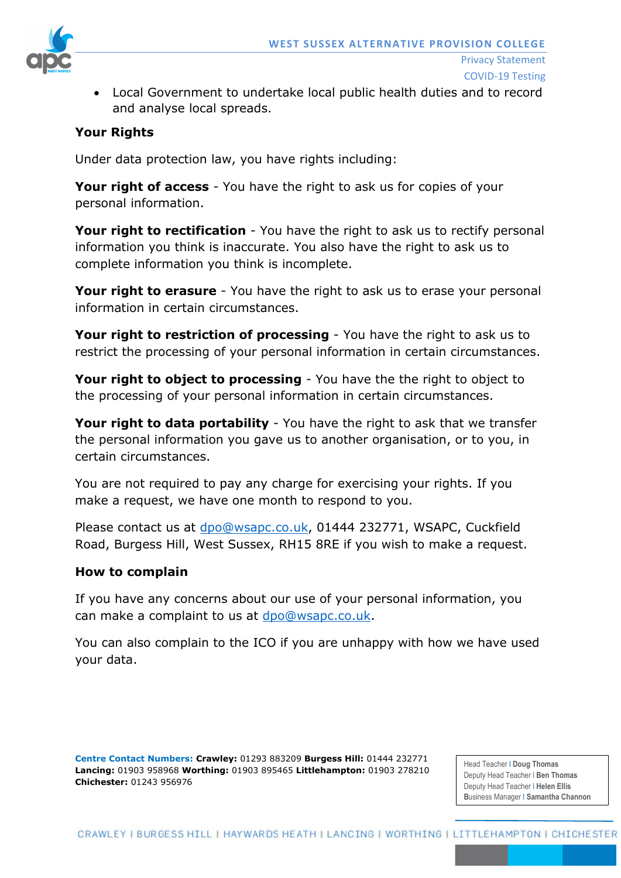- Local Government to undertake local public health duties and to record and analyse local spreads.

**Your Rights**

Under data protection law, you have rights including:

**Your right of access** - You have the right to ask us for copies of your personal information.

**Your right to rectification** - You have the right to ask us to rectify personal information you think is inaccurate. You also have the right to ask us to complete information you think is incomplete.

**Your right to erasure** - You have the right to ask us to erase your personal information in certain circumstances.

**Your right to restriction of processing** - You have the right to ask us to restrict the processing of your personal information in certain circumstances.

**Your right to object to processing** - You have the the right to object to the processing of your personal information in certain circumstances.

**Your right to data portability** - You have the right to ask that we transfer the personal information you gave us to another organisation, or to you, in certain circumstances.

You are not required to pay any charge for exercising your rights. If you make a request, we have one month to respond to you.

Please contact us at dpo@wsapc.co.uk, 01444 232771, WSAPC, Cuckfield Road, Burgess Hill, West Sussex, RH15 8RE if you wish to make a request.

**How to complain**

If you have any concerns about our use of your personal information, you can make a complaint to us at dpo@wsapc.co.uk.

You can also complain to the ICO if you are unhappy with how we have used your data.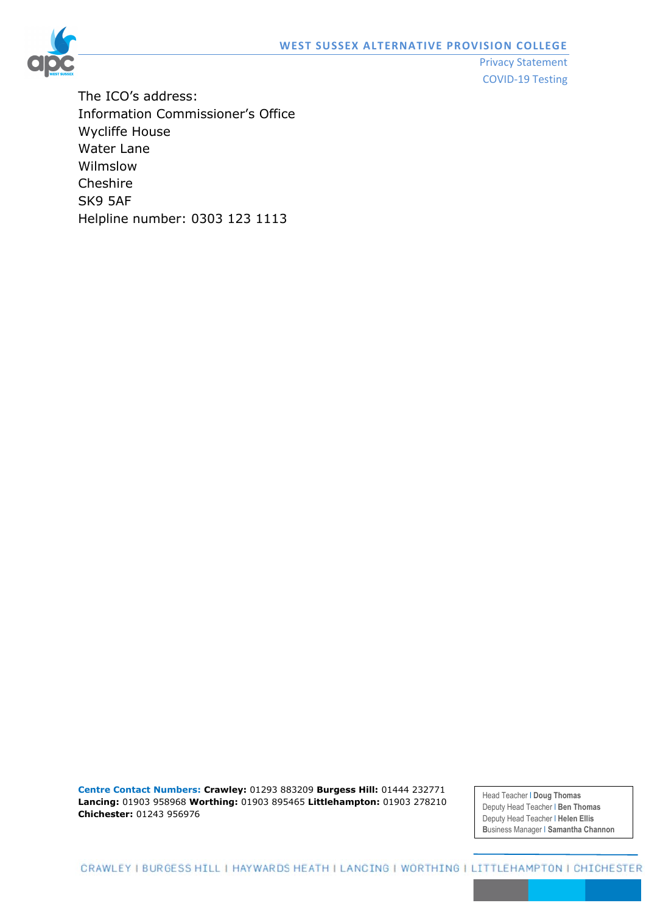The ICO's address:
Information Commissioner's Office
Wycliffe House
Water Lane
Wilmslow
Cheshire
SK9 5AF
Helpline number: 0303 123 1113